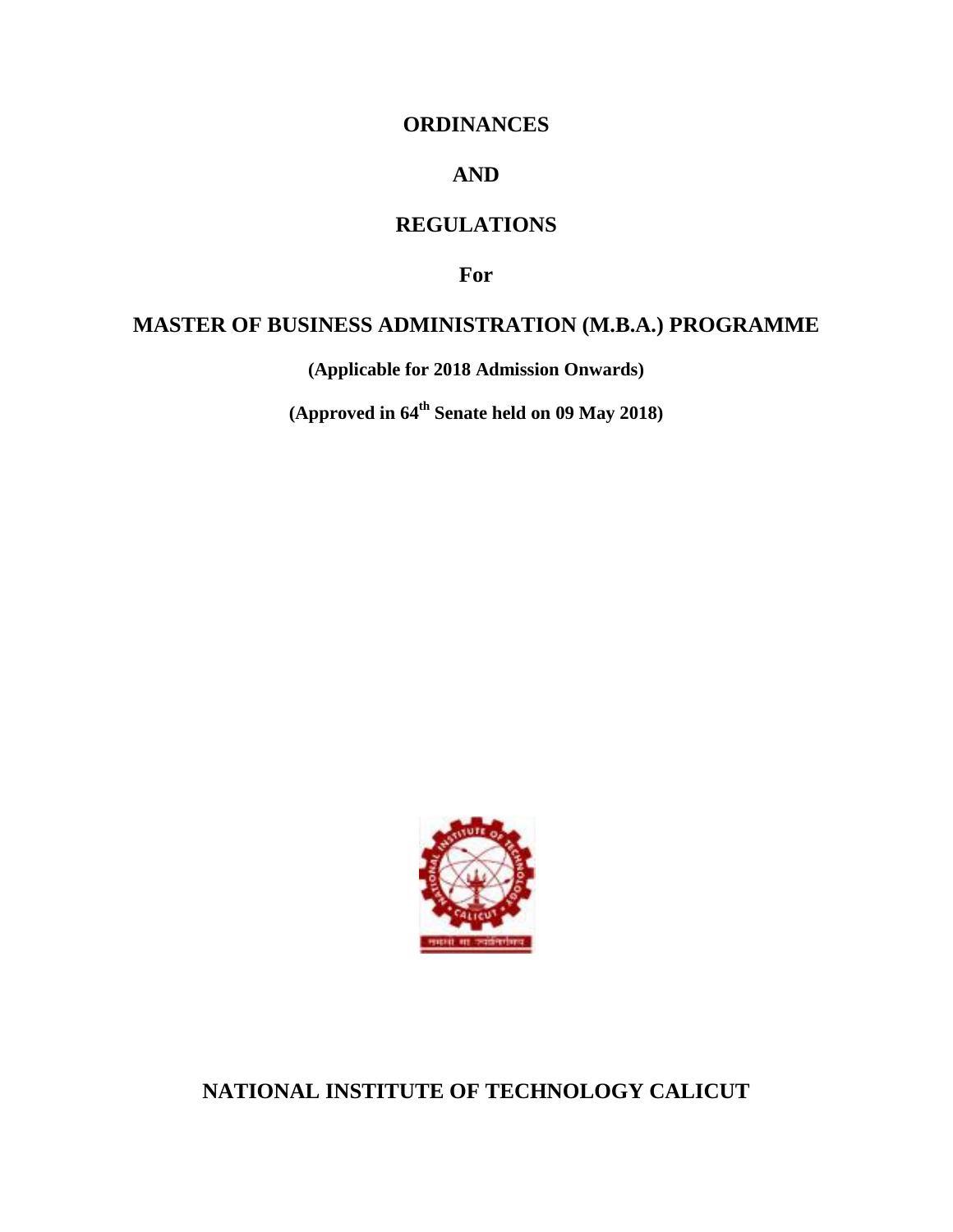# ORDINANCES

# AND

# REGULATIONS

**For**

# MASTER OF BUSINESS ADMINISTRATION (M.B.A.) PROGRAMME

**(Applicable for 2018 Admission Onwards)**

**(Approved in 64th Senate held on 09 May 2018)**

## NATIONAL INSTITUTE OF TECHNOLOGY CALICUT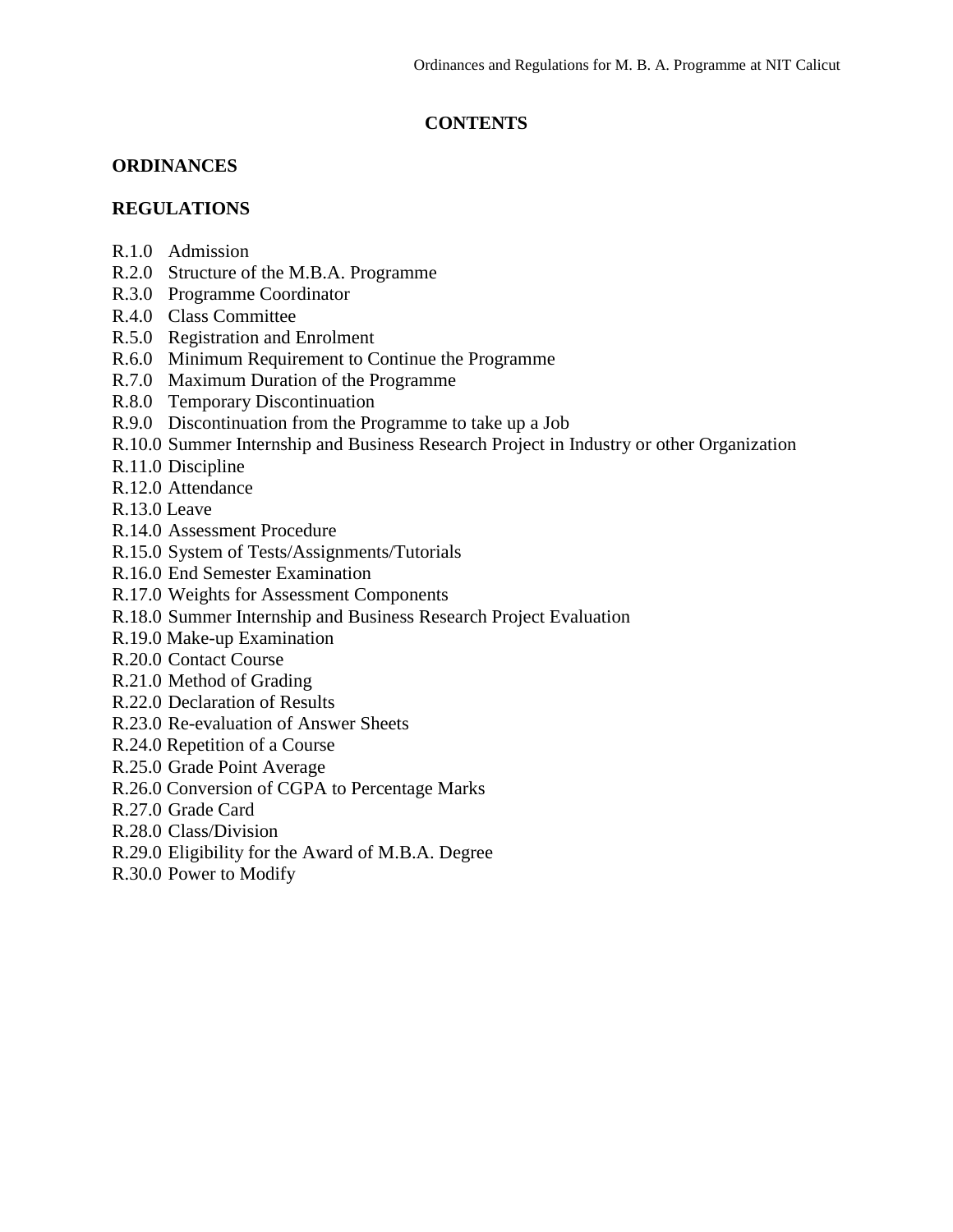# CONTENTS

## ORDINANCES

## REGULATIONS

R.1.0 Admission
R.2.0 Structure of the M.B.A. Programme
R.3.0 Programme Coordinator
R.4.0 Class Committee
R.5.0 Registration and Enrolment
R.6.0 Minimum Requirement to Continue the Programme
R.7.0 Maximum Duration of the Programme
R.8.0 Temporary Discontinuation
R.9.0 Discontinuation from the Programme to take up a Job
R.10.0 Summer Internship and Business Research Project in Industry or other Organization
R.11.0 Discipline
R.12.0 Attendance
R.13.0 Leave
R.14.0 Assessment Procedure
R.15.0 System of Tests/Assignments/Tutorials
R.16.0 End Semester Examination
R.17.0 Weights for Assessment Components
R.18.0 Summer Internship and Business Research Project Evaluation
R.19.0 Make-up Examination
R.20.0 Contact Course
R.21.0 Method of Grading
R.22.0 Declaration of Results
R.23.0 Re-evaluation of Answer Sheets
R.24.0 Repetition of a Course
R.25.0 Grade Point Average
R.26.0 Conversion of CGPA to Percentage Marks
R.27.0 Grade Card
R.28.0 Class/Division
R.29.0 Eligibility for the Award of M.B.A. Degree
R.30.0 Power to Modify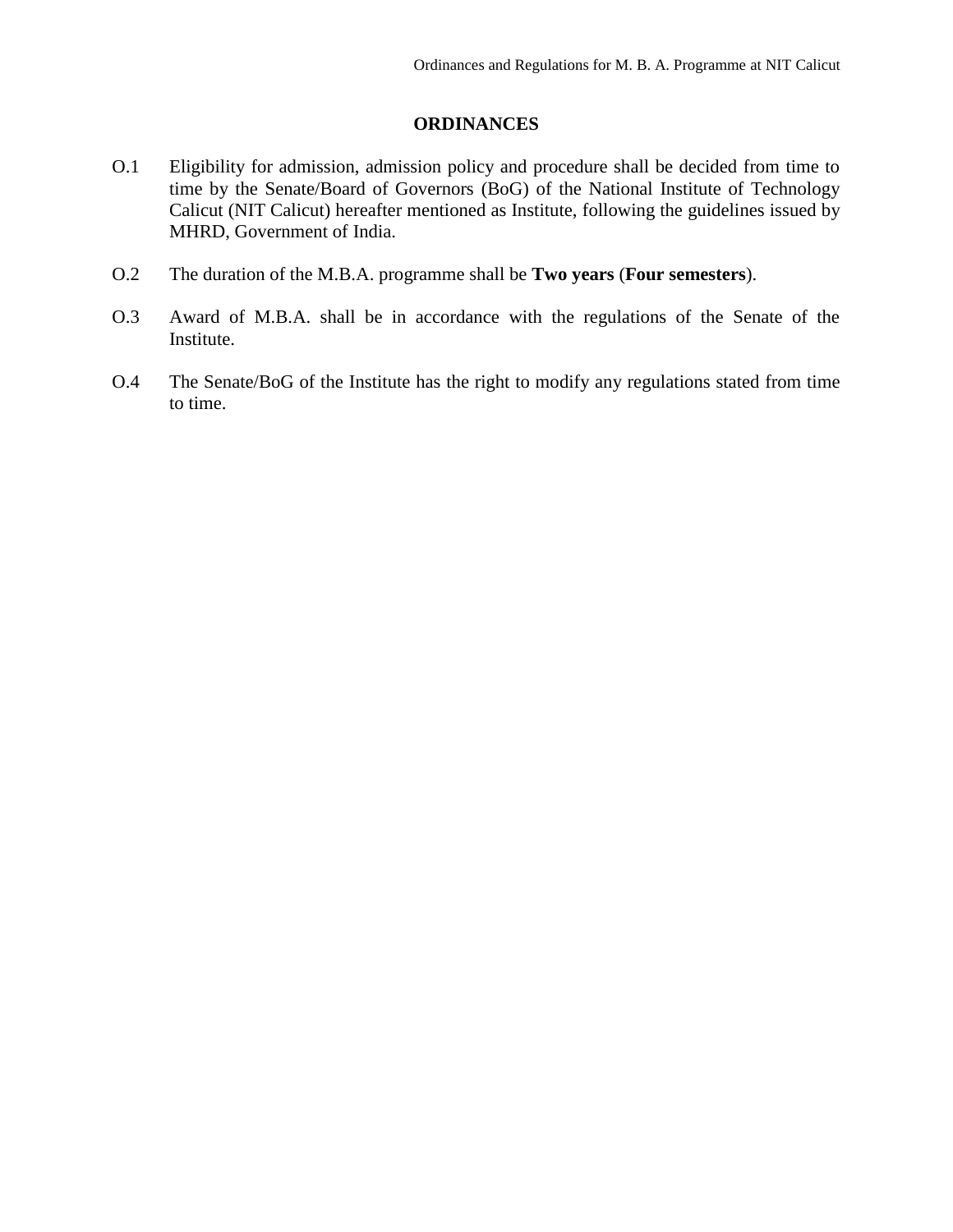# ORDINANCES

O.1 Eligibility for admission, admission policy and procedure shall be decided from time to time by the Senate/Board of Governors (BoG) of the National Institute of Technology Calicut (NIT Calicut) hereafter mentioned as Institute, following the guidelines issued by MHRD, Government of India.

O.2 The duration of the M.B.A. programme shall be **Two years** (**Four semesters**).

O.3 Award of M.B.A. shall be in accordance with the regulations of the Senate of the Institute.

O.4 The Senate/BoG of the Institute has the right to modify any regulations stated from time to time.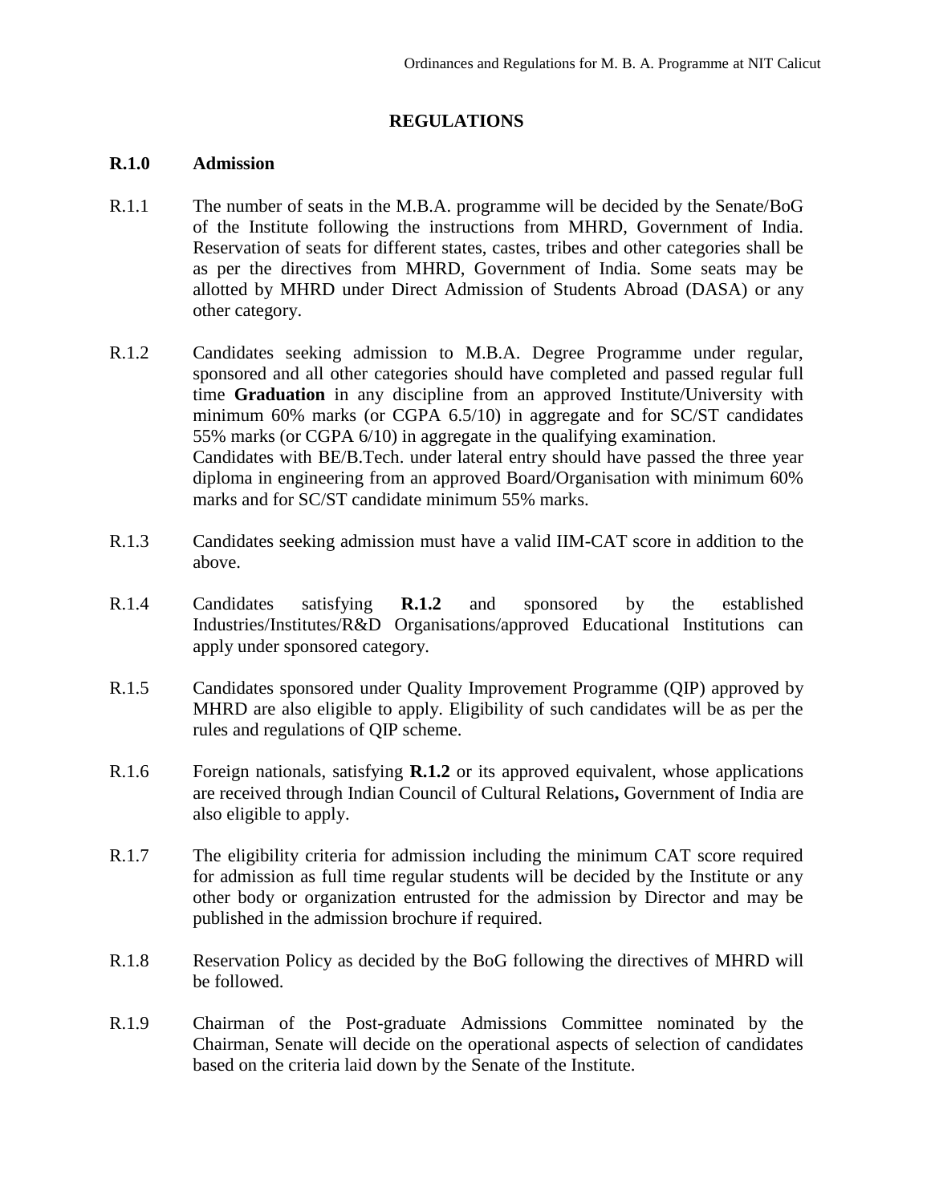# REGULATIONS

## R.1.0 Admission

R.1.1 The number of seats in the M.B.A. programme will be decided by the Senate/BoG of the Institute following the instructions from MHRD, Government of India. Reservation of seats for different states, castes, tribes and other categories shall be as per the directives from MHRD, Government of India. Some seats may be allotted by MHRD under Direct Admission of Students Abroad (DASA) or any other category.

R.1.2 Candidates seeking admission to M.B.A. Degree Programme under regular, sponsored and all other categories should have completed and passed regular full time **Graduation** in any discipline from an approved Institute/University with minimum 60% marks (or CGPA 6.5/10) in aggregate and for SC/ST candidates 55% marks (or CGPA 6/10) in aggregate in the qualifying examination.
Candidates with BE/B.Tech. under lateral entry should have passed the three year diploma in engineering from an approved Board/Organisation with minimum 60% marks and for SC/ST candidate minimum 55% marks.

R.1.3 Candidates seeking admission must have a valid IIM-CAT score in addition to the above.

R.1.4 Candidates satisfying **R.1.2** and sponsored by the established Industries/Institutes/R&D Organisations/approved Educational Institutions can apply under sponsored category.

R.1.5 Candidates sponsored under Quality Improvement Programme (QIP) approved by MHRD are also eligible to apply. Eligibility of such candidates will be as per the rules and regulations of QIP scheme.

R.1.6 Foreign nationals, satisfying **R.1.2** or its approved equivalent, whose applications are received through Indian Council of Cultural Relations**,** Government of India are also eligible to apply.

R.1.7 The eligibility criteria for admission including the minimum CAT score required for admission as full time regular students will be decided by the Institute or any other body or organization entrusted for the admission by Director and may be published in the admission brochure if required.

R.1.8 Reservation Policy as decided by the BoG following the directives of MHRD will be followed.

R.1.9 Chairman of the Post-graduate Admissions Committee nominated by the Chairman, Senate will decide on the operational aspects of selection of candidates based on the criteria laid down by the Senate of the Institute.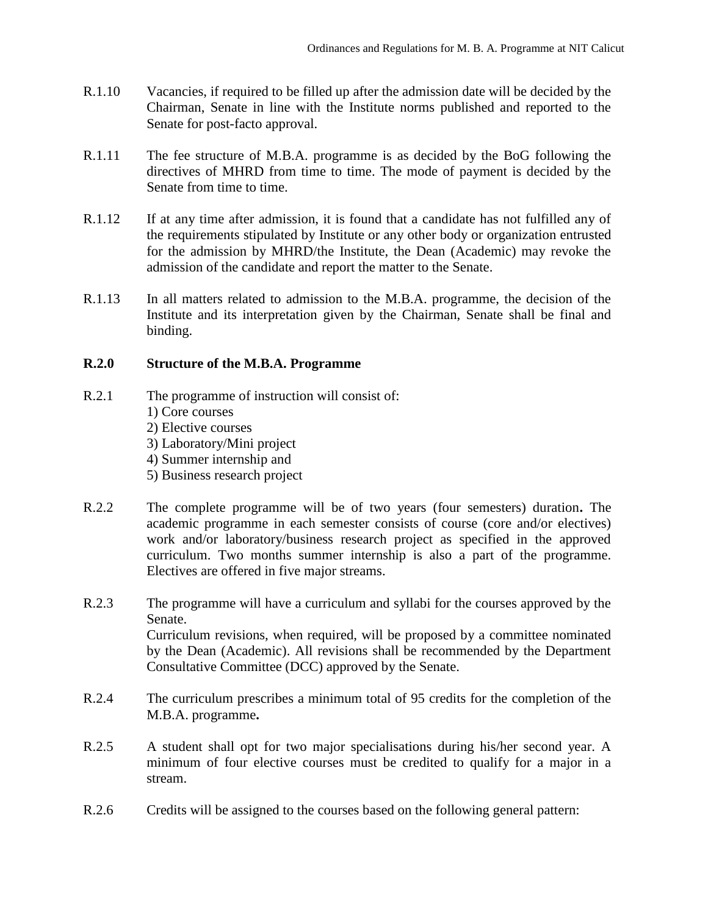R.1.10 Vacancies, if required to be filled up after the admission date will be decided by the Chairman, Senate in line with the Institute norms published and reported to the Senate for post-facto approval.

R.1.11 The fee structure of M.B.A. programme is as decided by the BoG following the directives of MHRD from time to time. The mode of payment is decided by the Senate from time to time.

R.1.12 If at any time after admission, it is found that a candidate has not fulfilled any of the requirements stipulated by Institute or any other body or organization entrusted for the admission by MHRD/the Institute, the Dean (Academic) may revoke the admission of the candidate and report the matter to the Senate.

R.1.13 In all matters related to admission to the M.B.A. programme, the decision of the Institute and its interpretation given by the Chairman, Senate shall be final and binding.

## R.2.0 Structure of the M.B.A. Programme

R.2.1 The programme of instruction will consist of:
1) Core courses
2) Elective courses
3) Laboratory/Mini project
4) Summer internship and
5) Business research project

R.2.2 The complete programme will be of two years (four semesters) duration**.** The academic programme in each semester consists of course (core and/or electives) work and/or laboratory/business research project as specified in the approved curriculum. Two months summer internship is also a part of the programme. Electives are offered in five major streams.

R.2.3 The programme will have a curriculum and syllabi for the courses approved by the Senate.
Curriculum revisions, when required, will be proposed by a committee nominated by the Dean (Academic). All revisions shall be recommended by the Department Consultative Committee (DCC) approved by the Senate.

R.2.4 The curriculum prescribes a minimum total of 95 credits for the completion of the M.B.A. programme**.**

R.2.5 A student shall opt for two major specialisations during his/her second year. A minimum of four elective courses must be credited to qualify for a major in a stream.

R.2.6 Credits will be assigned to the courses based on the following general pattern: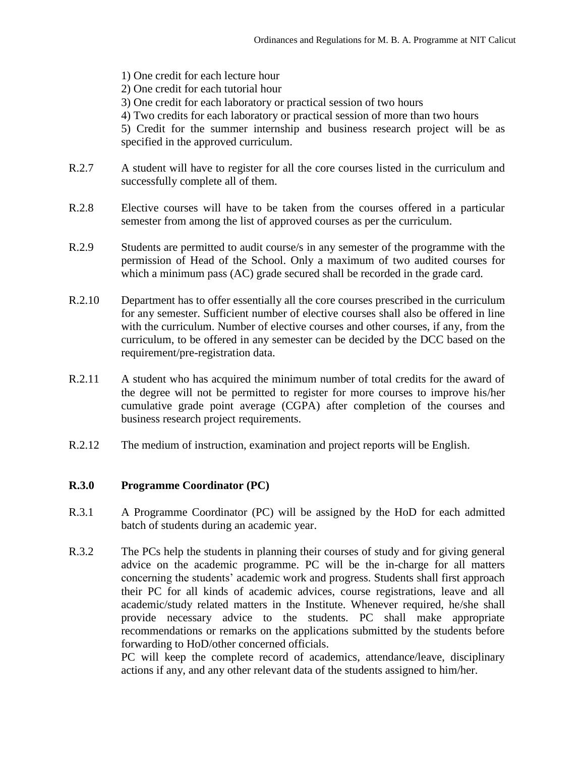1) One credit for each lecture hour
2) One credit for each tutorial hour
3) One credit for each laboratory or practical session of two hours
4) Two credits for each laboratory or practical session of more than two hours
5) Credit for the summer internship and business research project will be as specified in the approved curriculum.

R.2.7 A student will have to register for all the core courses listed in the curriculum and successfully complete all of them.

R.2.8 Elective courses will have to be taken from the courses offered in a particular semester from among the list of approved courses as per the curriculum.

R.2.9 Students are permitted to audit course/s in any semester of the programme with the permission of Head of the School. Only a maximum of two audited courses for which a minimum pass (AC) grade secured shall be recorded in the grade card.

R.2.10 Department has to offer essentially all the core courses prescribed in the curriculum for any semester. Sufficient number of elective courses shall also be offered in line with the curriculum. Number of elective courses and other courses, if any, from the curriculum, to be offered in any semester can be decided by the DCC based on the requirement/pre-registration data.

R.2.11 A student who has acquired the minimum number of total credits for the award of the degree will not be permitted to register for more courses to improve his/her cumulative grade point average (CGPA) after completion of the courses and business research project requirements.

R.2.12 The medium of instruction, examination and project reports will be English.

## R.3.0 Programme Coordinator (PC)

R.3.1 A Programme Coordinator (PC) will be assigned by the HoD for each admitted batch of students during an academic year.

R.3.2 The PCs help the students in planning their courses of study and for giving general advice on the academic programme. PC will be the in-charge for all matters concerning the students' academic work and progress. Students shall first approach their PC for all kinds of academic advices, course registrations, leave and all academic/study related matters in the Institute. Whenever required, he/she shall provide necessary advice to the students. PC shall make appropriate recommendations or remarks on the applications submitted by the students before forwarding to HoD/other concerned officials.
PC will keep the complete record of academics, attendance/leave, disciplinary actions if any, and any other relevant data of the students assigned to him/her.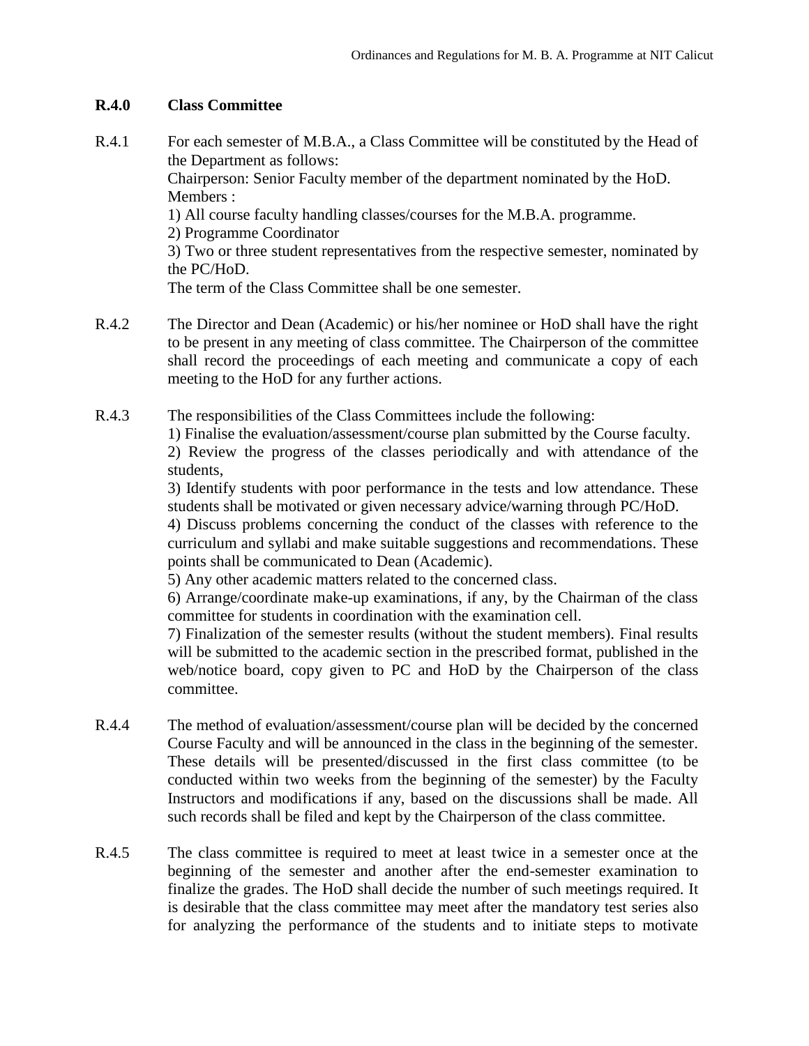**R.4.0 Class Committee**

R.4.1 For each semester of M.B.A., a Class Committee will be constituted by the Head of the Department as follows:
Chairperson: Senior Faculty member of the department nominated by the HoD.
Members :
1) All course faculty handling classes/courses for the M.B.A. programme.
2) Programme Coordinator
3) Two or three student representatives from the respective semester, nominated by the PC/HoD.
The term of the Class Committee shall be one semester.

R.4.2 The Director and Dean (Academic) or his/her nominee or HoD shall have the right to be present in any meeting of class committee. The Chairperson of the committee shall record the proceedings of each meeting and communicate a copy of each meeting to the HoD for any further actions.

R.4.3 The responsibilities of the Class Committees include the following:
1) Finalise the evaluation/assessment/course plan submitted by the Course faculty.
2) Review the progress of the classes periodically and with attendance of the students,
3) Identify students with poor performance in the tests and low attendance. These students shall be motivated or given necessary advice/warning through PC/HoD.
4) Discuss problems concerning the conduct of the classes with reference to the curriculum and syllabi and make suitable suggestions and recommendations. These points shall be communicated to Dean (Academic).
5) Any other academic matters related to the concerned class.
6) Arrange/coordinate make-up examinations, if any, by the Chairman of the class committee for students in coordination with the examination cell.
7) Finalization of the semester results (without the student members). Final results will be submitted to the academic section in the prescribed format, published in the web/notice board, copy given to PC and HoD by the Chairperson of the class committee.

R.4.4 The method of evaluation/assessment/course plan will be decided by the concerned Course Faculty and will be announced in the class in the beginning of the semester. These details will be presented/discussed in the first class committee (to be conducted within two weeks from the beginning of the semester) by the Faculty Instructors and modifications if any, based on the discussions shall be made. All such records shall be filed and kept by the Chairperson of the class committee.

R.4.5 The class committee is required to meet at least twice in a semester once at the beginning of the semester and another after the end-semester examination to finalize the grades. The HoD shall decide the number of such meetings required. It is desirable that the class committee may meet after the mandatory test series also for analyzing the performance of the students and to initiate steps to motivate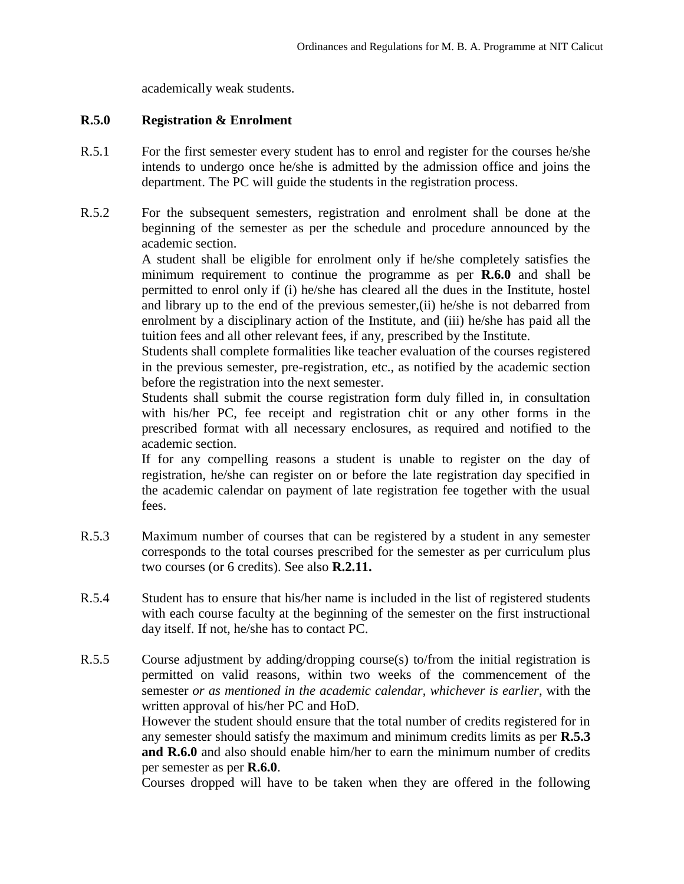academically weak students.

## R.5.0 Registration & Enrolment

R.5.1 For the first semester every student has to enrol and register for the courses he/she intends to undergo once he/she is admitted by the admission office and joins the department. The PC will guide the students in the registration process.

R.5.2 For the subsequent semesters, registration and enrolment shall be done at the beginning of the semester as per the schedule and procedure announced by the academic section.

A student shall be eligible for enrolment only if he/she completely satisfies the minimum requirement to continue the programme as per **R.6.0** and shall be permitted to enrol only if (i) he/she has cleared all the dues in the Institute, hostel and library up to the end of the previous semester,(ii) he/she is not debarred from enrolment by a disciplinary action of the Institute, and (iii) he/she has paid all the tuition fees and all other relevant fees, if any, prescribed by the Institute.

Students shall complete formalities like teacher evaluation of the courses registered in the previous semester, pre-registration, etc., as notified by the academic section before the registration into the next semester.

Students shall submit the course registration form duly filled in, in consultation with his/her PC, fee receipt and registration chit or any other forms in the prescribed format with all necessary enclosures, as required and notified to the academic section.

If for any compelling reasons a student is unable to register on the day of registration, he/she can register on or before the late registration day specified in the academic calendar on payment of late registration fee together with the usual fees.

R.5.3 Maximum number of courses that can be registered by a student in any semester corresponds to the total courses prescribed for the semester as per curriculum plus two courses (or 6 credits). See also **R.2.11.**

R.5.4 Student has to ensure that his/her name is included in the list of registered students with each course faculty at the beginning of the semester on the first instructional day itself. If not, he/she has to contact PC.

R.5.5 Course adjustment by adding/dropping course(s) to/from the initial registration is permitted on valid reasons, within two weeks of the commencement of the semester *or as mentioned in the academic calendar*, *whichever is earlier*, with the written approval of his/her PC and HoD.

However the student should ensure that the total number of credits registered for in any semester should satisfy the maximum and minimum credits limits as per **R.5.3 and R.6.0** and also should enable him/her to earn the minimum number of credits per semester as per **R.6.0**.

Courses dropped will have to be taken when they are offered in the following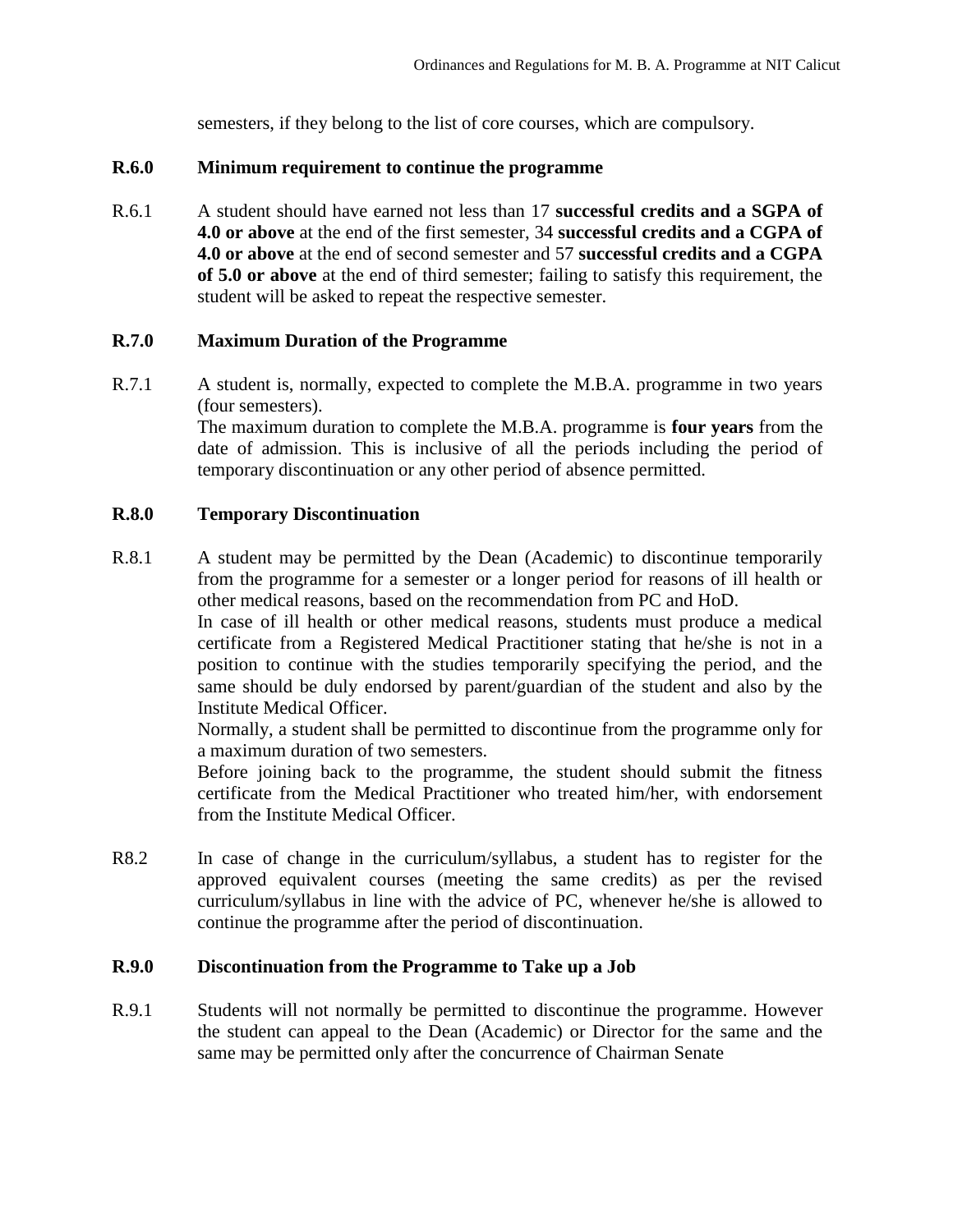semesters, if they belong to the list of core courses, which are compulsory.

**R.6.0 Minimum requirement to continue the programme**

R.6.1 A student should have earned not less than 17 **successful credits and a SGPA of 4.0 or above** at the end of the first semester, 34 **successful credits and a CGPA of 4.0 or above** at the end of second semester and 57 **successful credits and a CGPA of 5.0 or above** at the end of third semester; failing to satisfy this requirement, the student will be asked to repeat the respective semester.

**R.7.0 Maximum Duration of the Programme**

R.7.1 A student is, normally, expected to complete the M.B.A. programme in two years (four semesters).
The maximum duration to complete the M.B.A. programme is **four years** from the date of admission. This is inclusive of all the periods including the period of temporary discontinuation or any other period of absence permitted.

**R.8.0 Temporary Discontinuation**

R.8.1 A student may be permitted by the Dean (Academic) to discontinue temporarily from the programme for a semester or a longer period for reasons of ill health or other medical reasons, based on the recommendation from PC and HoD.
In case of ill health or other medical reasons, students must produce a medical certificate from a Registered Medical Practitioner stating that he/she is not in a position to continue with the studies temporarily specifying the period, and the same should be duly endorsed by parent/guardian of the student and also by the Institute Medical Officer.
Normally, a student shall be permitted to discontinue from the programme only for a maximum duration of two semesters.
Before joining back to the programme, the student should submit the fitness certificate from the Medical Practitioner who treated him/her, with endorsement from the Institute Medical Officer.

R8.2 In case of change in the curriculum/syllabus, a student has to register for the approved equivalent courses (meeting the same credits) as per the revised curriculum/syllabus in line with the advice of PC, whenever he/she is allowed to continue the programme after the period of discontinuation.

**R.9.0 Discontinuation from the Programme to Take up a Job**

R.9.1 Students will not normally be permitted to discontinue the programme. However the student can appeal to the Dean (Academic) or Director for the same and the same may be permitted only after the concurrence of Chairman Senate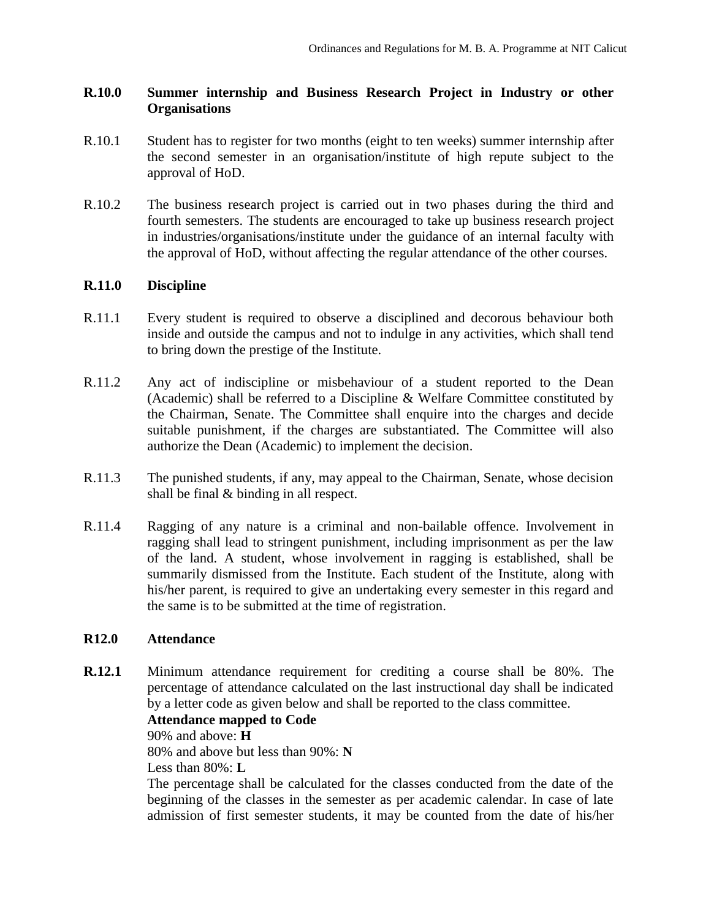**R.10.0 Summer internship and Business Research Project in Industry or other Organisations**

R.10.1 Student has to register for two months (eight to ten weeks) summer internship after the second semester in an organisation/institute of high repute subject to the approval of HoD.

R.10.2 The business research project is carried out in two phases during the third and fourth semesters. The students are encouraged to take up business research project in industries/organisations/institute under the guidance of an internal faculty with the approval of HoD, without affecting the regular attendance of the other courses.

**R.11.0 Discipline**

R.11.1 Every student is required to observe a disciplined and decorous behaviour both inside and outside the campus and not to indulge in any activities, which shall tend to bring down the prestige of the Institute.

R.11.2 Any act of indiscipline or misbehaviour of a student reported to the Dean (Academic) shall be referred to a Discipline & Welfare Committee constituted by the Chairman, Senate. The Committee shall enquire into the charges and decide suitable punishment, if the charges are substantiated. The Committee will also authorize the Dean (Academic) to implement the decision.

R.11.3 The punished students, if any, may appeal to the Chairman, Senate, whose decision shall be final & binding in all respect.

R.11.4 Ragging of any nature is a criminal and non-bailable offence. Involvement in ragging shall lead to stringent punishment, including imprisonment as per the law of the land. A student, whose involvement in ragging is established, shall be summarily dismissed from the Institute. Each student of the Institute, along with his/her parent, is required to give an undertaking every semester in this regard and the same is to be submitted at the time of registration.

**R12.0 Attendance**

**R.12.1** Minimum attendance requirement for crediting a course shall be 80%. The percentage of attendance calculated on the last instructional day shall be indicated by a letter code as given below and shall be reported to the class committee.

**Attendance mapped to Code**

90% and above: **H**

80% and above but less than 90%: **N**

Less than 80%: **L**

The percentage shall be calculated for the classes conducted from the date of the beginning of the classes in the semester as per academic calendar. In case of late admission of first semester students, it may be counted from the date of his/her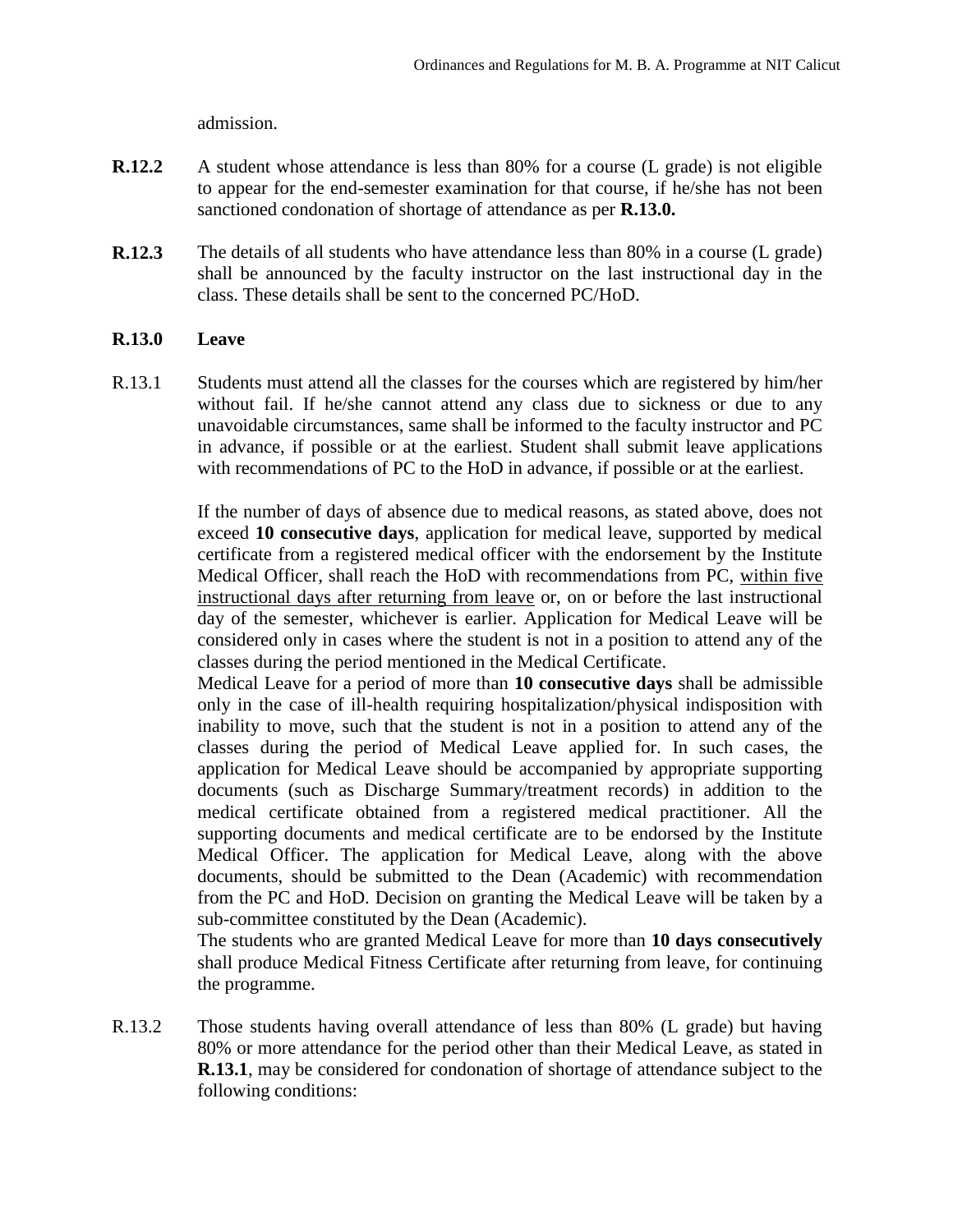admission.

**R.12.2** A student whose attendance is less than 80% for a course (L grade) is not eligible to appear for the end-semester examination for that course, if he/she has not been sanctioned condonation of shortage of attendance as per **R.13.0.**

**R.12.3** The details of all students who have attendance less than 80% in a course (L grade) shall be announced by the faculty instructor on the last instructional day in the class. These details shall be sent to the concerned PC/HoD.

**R.13.0 Leave**

R.13.1 Students must attend all the classes for the courses which are registered by him/her without fail. If he/she cannot attend any class due to sickness or due to any unavoidable circumstances, same shall be informed to the faculty instructor and PC in advance, if possible or at the earliest. Student shall submit leave applications with recommendations of PC to the HoD in advance, if possible or at the earliest.

If the number of days of absence due to medical reasons, as stated above, does not exceed **10 consecutive days**, application for medical leave, supported by medical certificate from a registered medical officer with the endorsement by the Institute Medical Officer, shall reach the HoD with recommendations from PC, within five instructional days after returning from leave or, on or before the last instructional day of the semester, whichever is earlier. Application for Medical Leave will be considered only in cases where the student is not in a position to attend any of the classes during the period mentioned in the Medical Certificate.

Medical Leave for a period of more than **10 consecutive days** shall be admissible only in the case of ill-health requiring hospitalization/physical indisposition with inability to move, such that the student is not in a position to attend any of the classes during the period of Medical Leave applied for. In such cases, the application for Medical Leave should be accompanied by appropriate supporting documents (such as Discharge Summary/treatment records) in addition to the medical certificate obtained from a registered medical practitioner. All the supporting documents and medical certificate are to be endorsed by the Institute Medical Officer. The application for Medical Leave, along with the above documents, should be submitted to the Dean (Academic) with recommendation from the PC and HoD. Decision on granting the Medical Leave will be taken by a sub-committee constituted by the Dean (Academic).

The students who are granted Medical Leave for more than **10 days consecutively** shall produce Medical Fitness Certificate after returning from leave, for continuing the programme.

R.13.2 Those students having overall attendance of less than 80% (L grade) but having 80% or more attendance for the period other than their Medical Leave, as stated in **R.13.1**, may be considered for condonation of shortage of attendance subject to the following conditions: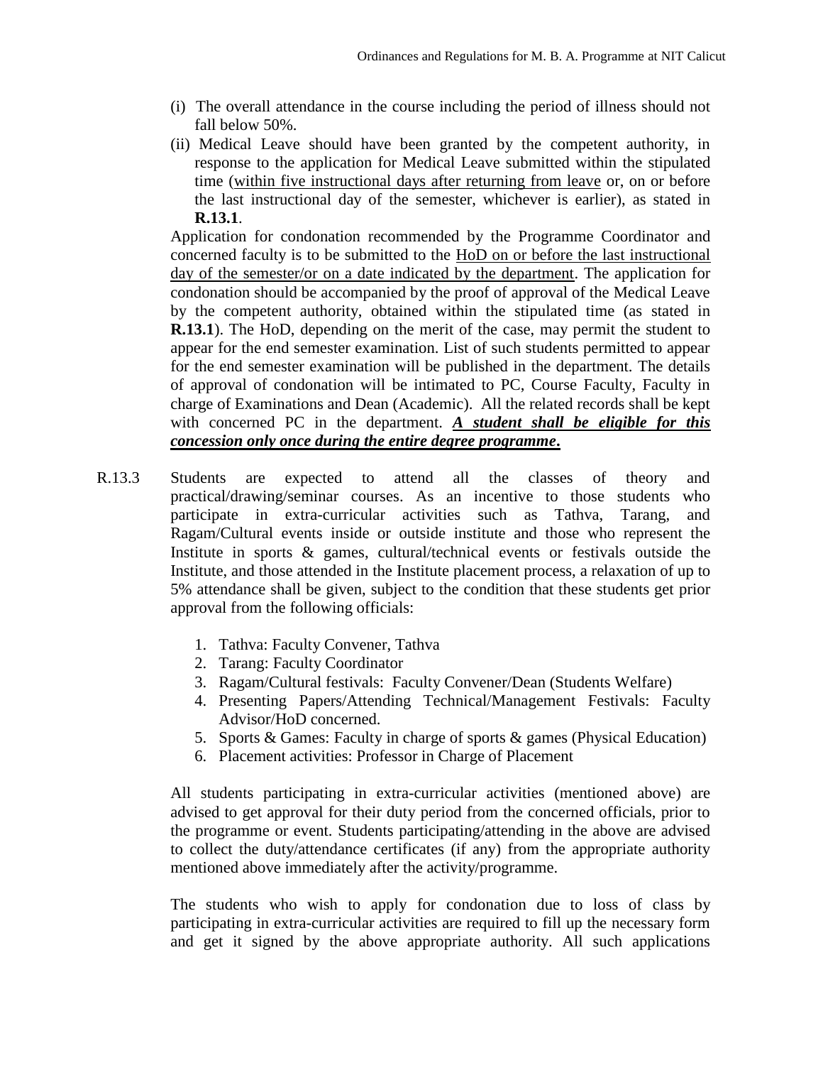(i) The overall attendance in the course including the period of illness should not fall below 50%.

(ii) Medical Leave should have been granted by the competent authority, in response to the application for Medical Leave submitted within the stipulated time (<u>within five instructional days after returning from leave</u> or, on or before the last instructional day of the semester, whichever is earlier), as stated in **R.13.1**.

Application for condonation recommended by the Programme Coordinator and concerned faculty is to be submitted to the <u>HoD on or before the last instructional day of the semester/or on a date indicated by the department</u>. The application for condonation should be accompanied by the proof of approval of the Medical Leave by the competent authority, obtained within the stipulated time (as stated in **R.13.1**). The HoD, depending on the merit of the case, may permit the student to appear for the end semester examination. List of such students permitted to appear for the end semester examination will be published in the department. The details of approval of condonation will be intimated to PC, Course Faculty, Faculty in charge of Examinations and Dean (Academic). All the related records shall be kept with concerned PC in the department. ***<u>A student shall be eligible for this concession only once during the entire degree programme</u>.***

R.13.3 Students are expected to attend all the classes of theory and practical/drawing/seminar courses. As an incentive to those students who participate in extra-curricular activities such as Tathva, Tarang, and Ragam/Cultural events inside or outside institute and those who represent the Institute in sports & games, cultural/technical events or festivals outside the Institute, and those attended in the Institute placement process, a relaxation of up to 5% attendance shall be given, subject to the condition that these students get prior approval from the following officials:

1. Tathva: Faculty Convener, Tathva
2. Tarang: Faculty Coordinator
3. Ragam/Cultural festivals: Faculty Convener/Dean (Students Welfare)
4. Presenting Papers/Attending Technical/Management Festivals: Faculty Advisor/HoD concerned.
5. Sports & Games: Faculty in charge of sports & games (Physical Education)
6. Placement activities: Professor in Charge of Placement

All students participating in extra-curricular activities (mentioned above) are advised to get approval for their duty period from the concerned officials, prior to the programme or event. Students participating/attending in the above are advised to collect the duty/attendance certificates (if any) from the appropriate authority mentioned above immediately after the activity/programme.

The students who wish to apply for condonation due to loss of class by participating in extra-curricular activities are required to fill up the necessary form and get it signed by the above appropriate authority. All such applications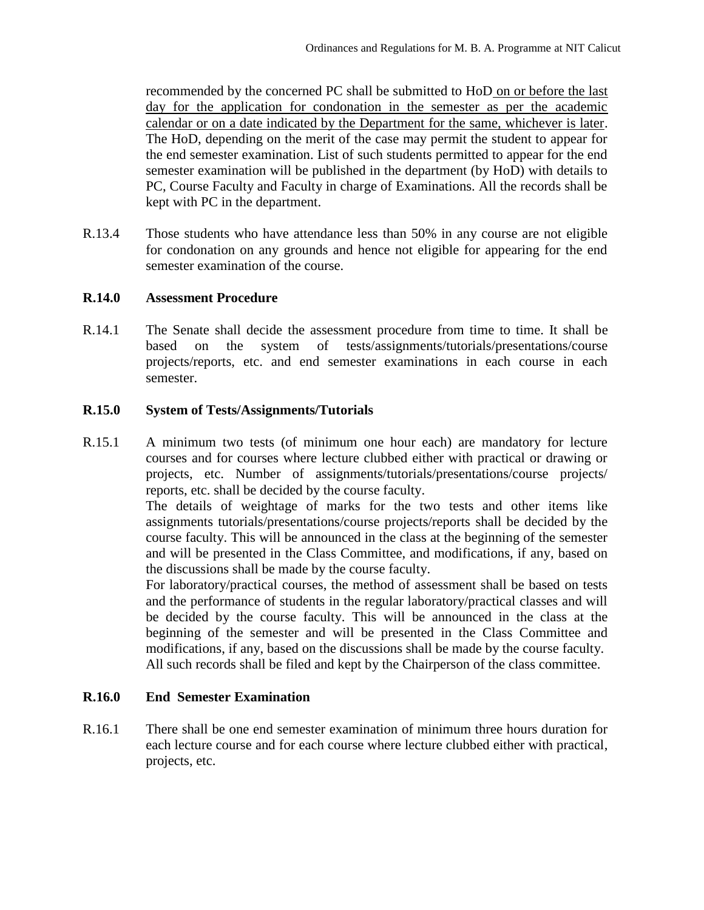recommended by the concerned PC shall be submitted to HoD on or before the last day for the application for condonation in the semester as per the academic calendar or on a date indicated by the Department for the same, whichever is later. The HoD, depending on the merit of the case may permit the student to appear for the end semester examination. List of such students permitted to appear for the end semester examination will be published in the department (by HoD) with details to PC, Course Faculty and Faculty in charge of Examinations. All the records shall be kept with PC in the department.

R.13.4 Those students who have attendance less than 50% in any course are not eligible for condonation on any grounds and hence not eligible for appearing for the end semester examination of the course.

**R.14.0 Assessment Procedure**

R.14.1 The Senate shall decide the assessment procedure from time to time. It shall be based on the system of tests/assignments/tutorials/presentations/course projects/reports, etc. and end semester examinations in each course in each semester.

**R.15.0 System of Tests/Assignments/Tutorials**

R.15.1 A minimum two tests (of minimum one hour each) are mandatory for lecture courses and for courses where lecture clubbed either with practical or drawing or projects, etc. Number of assignments/tutorials/presentations/course projects/ reports, etc. shall be decided by the course faculty.

The details of weightage of marks for the two tests and other items like assignments tutorials/presentations/course projects/reports shall be decided by the course faculty. This will be announced in the class at the beginning of the semester and will be presented in the Class Committee, and modifications, if any, based on the discussions shall be made by the course faculty.

For laboratory/practical courses, the method of assessment shall be based on tests and the performance of students in the regular laboratory/practical classes and will be decided by the course faculty. This will be announced in the class at the beginning of the semester and will be presented in the Class Committee and modifications, if any, based on the discussions shall be made by the course faculty.

All such records shall be filed and kept by the Chairperson of the class committee.

**R.16.0 End Semester Examination**

R.16.1 There shall be one end semester examination of minimum three hours duration for each lecture course and for each course where lecture clubbed either with practical, projects, etc.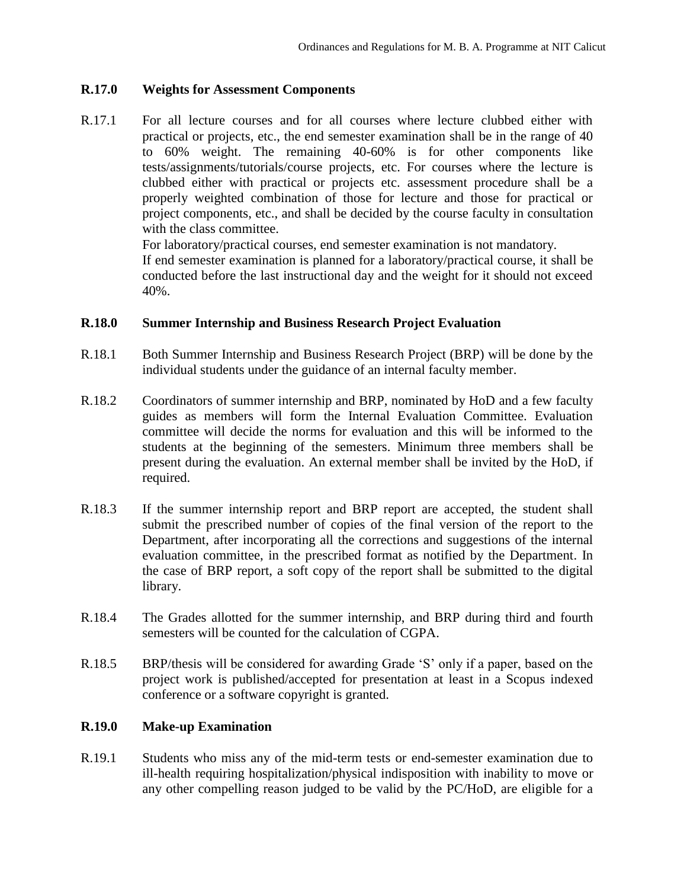## R.17.0 Weights for Assessment Components

R.17.1 For all lecture courses and for all courses where lecture clubbed either with practical or projects, etc., the end semester examination shall be in the range of 40 to 60% weight. The remaining 40-60% is for other components like tests/assignments/tutorials/course projects, etc. For courses where the lecture is clubbed either with practical or projects etc. assessment procedure shall be a properly weighted combination of those for lecture and those for practical or project components, etc., and shall be decided by the course faculty in consultation with the class committee.

For laboratory/practical courses, end semester examination is not mandatory.

If end semester examination is planned for a laboratory/practical course, it shall be conducted before the last instructional day and the weight for it should not exceed 40%.

## R.18.0 Summer Internship and Business Research Project Evaluation

R.18.1 Both Summer Internship and Business Research Project (BRP) will be done by the individual students under the guidance of an internal faculty member.

R.18.2 Coordinators of summer internship and BRP, nominated by HoD and a few faculty guides as members will form the Internal Evaluation Committee. Evaluation committee will decide the norms for evaluation and this will be informed to the students at the beginning of the semesters. Minimum three members shall be present during the evaluation. An external member shall be invited by the HoD, if required.

R.18.3 If the summer internship report and BRP report are accepted, the student shall submit the prescribed number of copies of the final version of the report to the Department, after incorporating all the corrections and suggestions of the internal evaluation committee, in the prescribed format as notified by the Department. In the case of BRP report, a soft copy of the report shall be submitted to the digital library.

R.18.4 The Grades allotted for the summer internship, and BRP during third and fourth semesters will be counted for the calculation of CGPA.

R.18.5 BRP/thesis will be considered for awarding Grade 'S' only if a paper, based on the project work is published/accepted for presentation at least in a Scopus indexed conference or a software copyright is granted.

## R.19.0 Make-up Examination

R.19.1 Students who miss any of the mid-term tests or end-semester examination due to ill-health requiring hospitalization/physical indisposition with inability to move or any other compelling reason judged to be valid by the PC/HoD, are eligible for a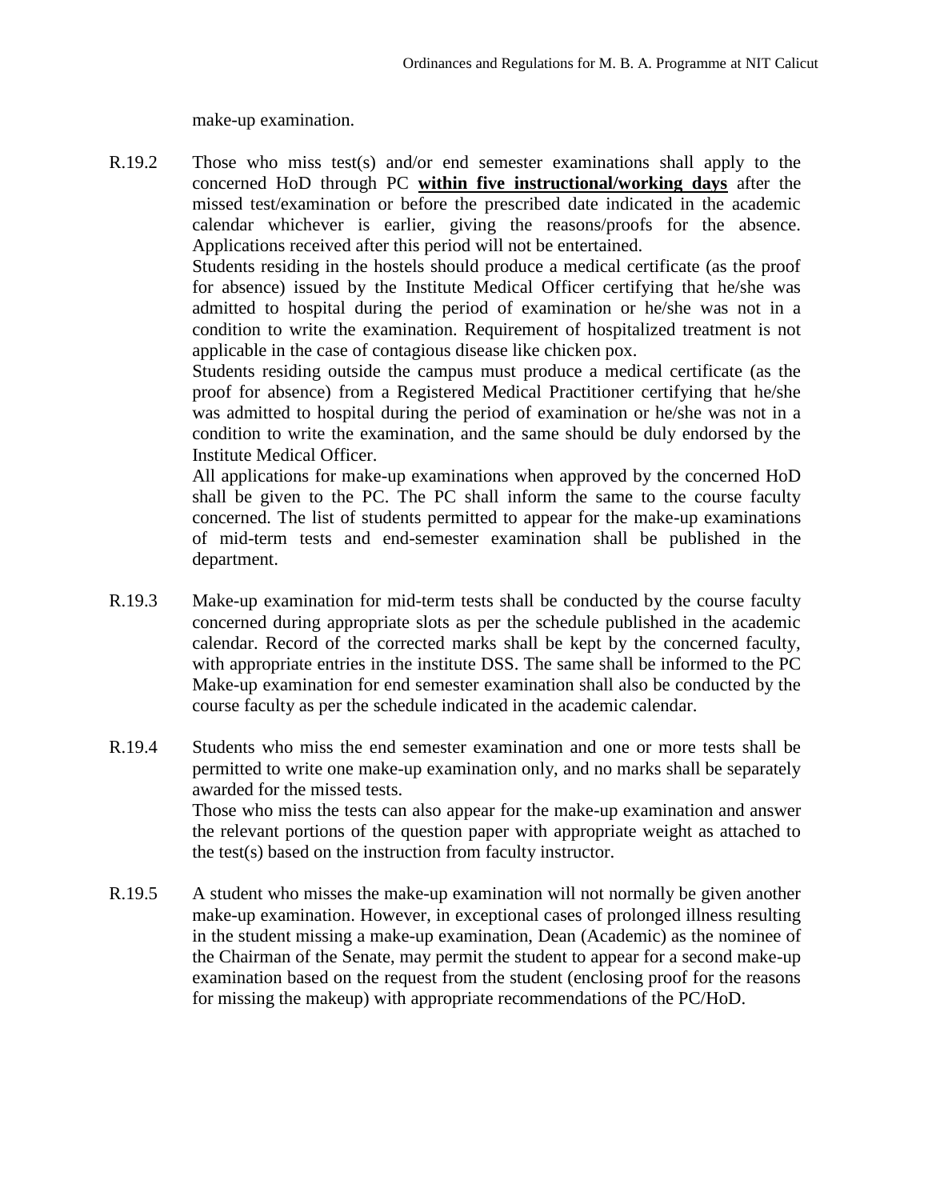make-up examination.

R.19.2 Those who miss test(s) and/or end semester examinations shall apply to the concerned HoD through PC **within five instructional/working days** after the missed test/examination or before the prescribed date indicated in the academic calendar whichever is earlier, giving the reasons/proofs for the absence. Applications received after this period will not be entertained.

Students residing in the hostels should produce a medical certificate (as the proof for absence) issued by the Institute Medical Officer certifying that he/she was admitted to hospital during the period of examination or he/she was not in a condition to write the examination. Requirement of hospitalized treatment is not applicable in the case of contagious disease like chicken pox.

Students residing outside the campus must produce a medical certificate (as the proof for absence) from a Registered Medical Practitioner certifying that he/she was admitted to hospital during the period of examination or he/she was not in a condition to write the examination, and the same should be duly endorsed by the Institute Medical Officer.

All applications for make-up examinations when approved by the concerned HoD shall be given to the PC. The PC shall inform the same to the course faculty concerned. The list of students permitted to appear for the make-up examinations of mid-term tests and end-semester examination shall be published in the department.

R.19.3 Make-up examination for mid-term tests shall be conducted by the course faculty concerned during appropriate slots as per the schedule published in the academic calendar. Record of the corrected marks shall be kept by the concerned faculty, with appropriate entries in the institute DSS. The same shall be informed to the PC Make-up examination for end semester examination shall also be conducted by the course faculty as per the schedule indicated in the academic calendar.

R.19.4 Students who miss the end semester examination and one or more tests shall be permitted to write one make-up examination only, and no marks shall be separately awarded for the missed tests.

Those who miss the tests can also appear for the make-up examination and answer the relevant portions of the question paper with appropriate weight as attached to the test(s) based on the instruction from faculty instructor.

R.19.5 A student who misses the make-up examination will not normally be given another make-up examination. However, in exceptional cases of prolonged illness resulting in the student missing a make-up examination, Dean (Academic) as the nominee of the Chairman of the Senate, may permit the student to appear for a second make-up examination based on the request from the student (enclosing proof for the reasons for missing the makeup) with appropriate recommendations of the PC/HoD.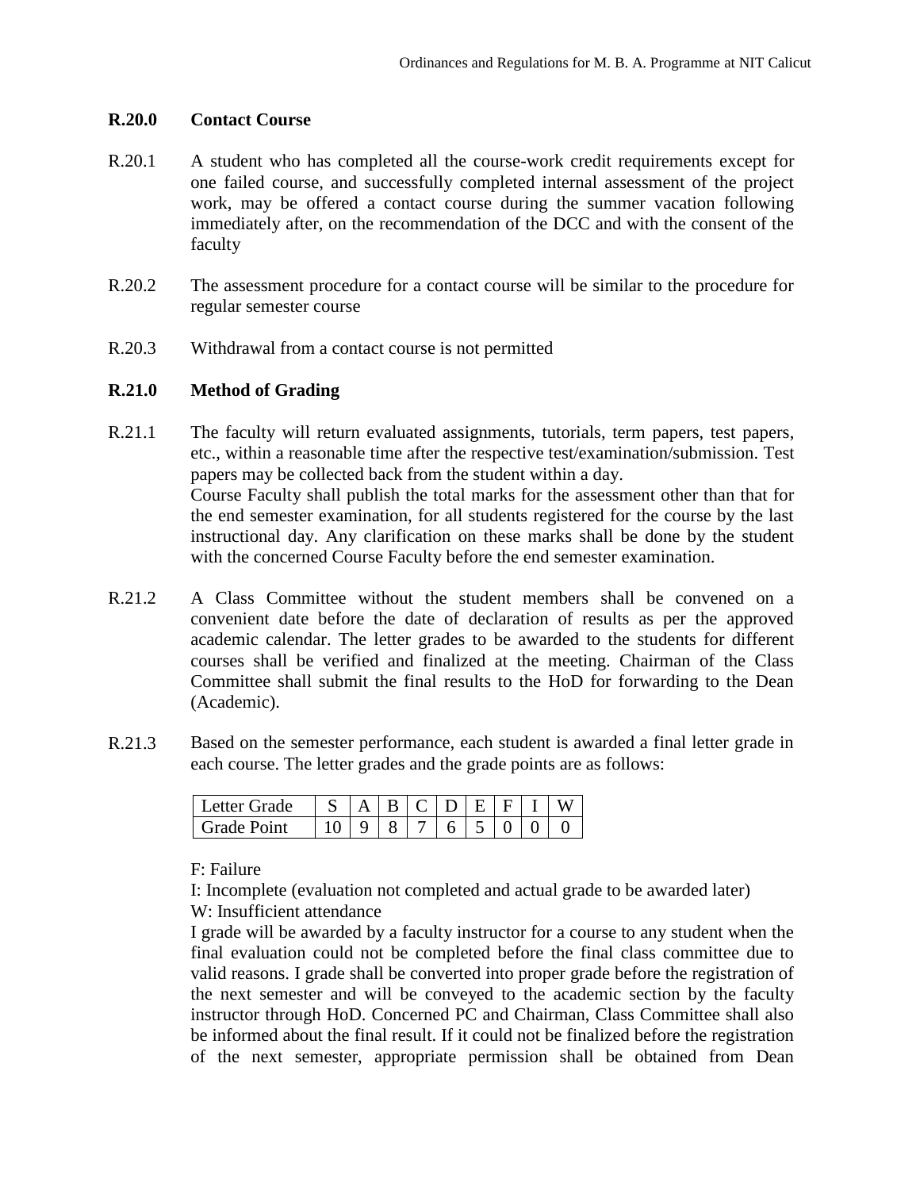**R.20.0 Contact Course**

R.20.1 A student who has completed all the course-work credit requirements except for one failed course, and successfully completed internal assessment of the project work, may be offered a contact course during the summer vacation following immediately after, on the recommendation of the DCC and with the consent of the faculty

R.20.2 The assessment procedure for a contact course will be similar to the procedure for regular semester course

R.20.3 Withdrawal from a contact course is not permitted

**R.21.0 Method of Grading**

R.21.1 The faculty will return evaluated assignments, tutorials, term papers, test papers, etc., within a reasonable time after the respective test/examination/submission. Test papers may be collected back from the student within a day.
Course Faculty shall publish the total marks for the assessment other than that for the end semester examination, for all students registered for the course by the last instructional day. Any clarification on these marks shall be done by the student with the concerned Course Faculty before the end semester examination.

R.21.2 A Class Committee without the student members shall be convened on a convenient date before the date of declaration of results as per the approved academic calendar. The letter grades to be awarded to the students for different courses shall be verified and finalized at the meeting. Chairman of the Class Committee shall submit the final results to the HoD for forwarding to the Dean (Academic).

R.21.3 Based on the semester performance, each student is awarded a final letter grade in each course. The letter grades and the grade points are as follows:

| Letter Grade | S | A | B | C | D | E | F | I | W |
|---|---|---|---|---|---|---|---|---|---|
| Grade Point | 10 | 9 | 8 | 7 | 6 | 5 | 0 | 0 | 0 |

F: Failure
I: Incomplete (evaluation not completed and actual grade to be awarded later)
W: Insufficient attendance
I grade will be awarded by a faculty instructor for a course to any student when the final evaluation could not be completed before the final class committee due to valid reasons. I grade shall be converted into proper grade before the registration of the next semester and will be conveyed to the academic section by the faculty instructor through HoD. Concerned PC and Chairman, Class Committee shall also be informed about the final result. If it could not be finalized before the registration of the next semester, appropriate permission shall be obtained from Dean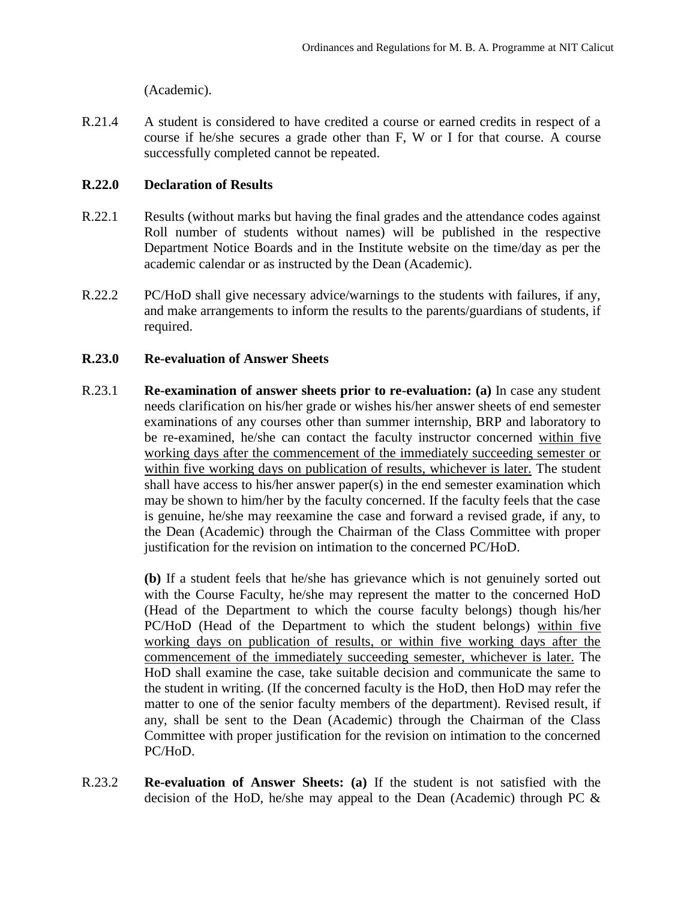(Academic).

R.21.4 A student is considered to have credited a course or earned credits in respect of a course if he/she secures a grade other than F, W or I for that course. A course successfully completed cannot be repeated.

**R.22.0 Declaration of Results**

R.22.1 Results (without marks but having the final grades and the attendance codes against Roll number of students without names) will be published in the respective Department Notice Boards and in the Institute website on the time/day as per the academic calendar or as instructed by the Dean (Academic).

R.22.2 PC/HoD shall give necessary advice/warnings to the students with failures, if any, and make arrangements to inform the results to the parents/guardians of students, if required.

**R.23.0 Re-evaluation of Answer Sheets**

R.23.1 **Re-examination of answer sheets prior to re-evaluation: (a)** In case any student needs clarification on his/her grade or wishes his/her answer sheets of end semester examinations of any courses other than summer internship, BRP and laboratory to be re-examined, he/she can contact the faculty instructor concerned <u>within five working days after the commencement of the immediately succeeding semester or within five working days on publication of results, whichever is later.</u> The student shall have access to his/her answer paper(s) in the end semester examination which may be shown to him/her by the faculty concerned. If the faculty feels that the case is genuine, he/she may reexamine the case and forward a revised grade, if any, to the Dean (Academic) through the Chairman of the Class Committee with proper justification for the revision on intimation to the concerned PC/HoD.

**(b)** If a student feels that he/she has grievance which is not genuinely sorted out with the Course Faculty, he/she may represent the matter to the concerned HoD (Head of the Department to which the course faculty belongs) though his/her PC/HoD (Head of the Department to which the student belongs) <u>within five working days on publication of results, or within five working days after the commencement of the immediately succeeding semester, whichever is later.</u> The HoD shall examine the case, take suitable decision and communicate the same to the student in writing. (If the concerned faculty is the HoD, then HoD may refer the matter to one of the senior faculty members of the department). Revised result, if any, shall be sent to the Dean (Academic) through the Chairman of the Class Committee with proper justification for the revision on intimation to the concerned PC/HoD.

R.23.2 **Re-evaluation of Answer Sheets: (a)** If the student is not satisfied with the decision of the HoD, he/she may appeal to the Dean (Academic) through PC &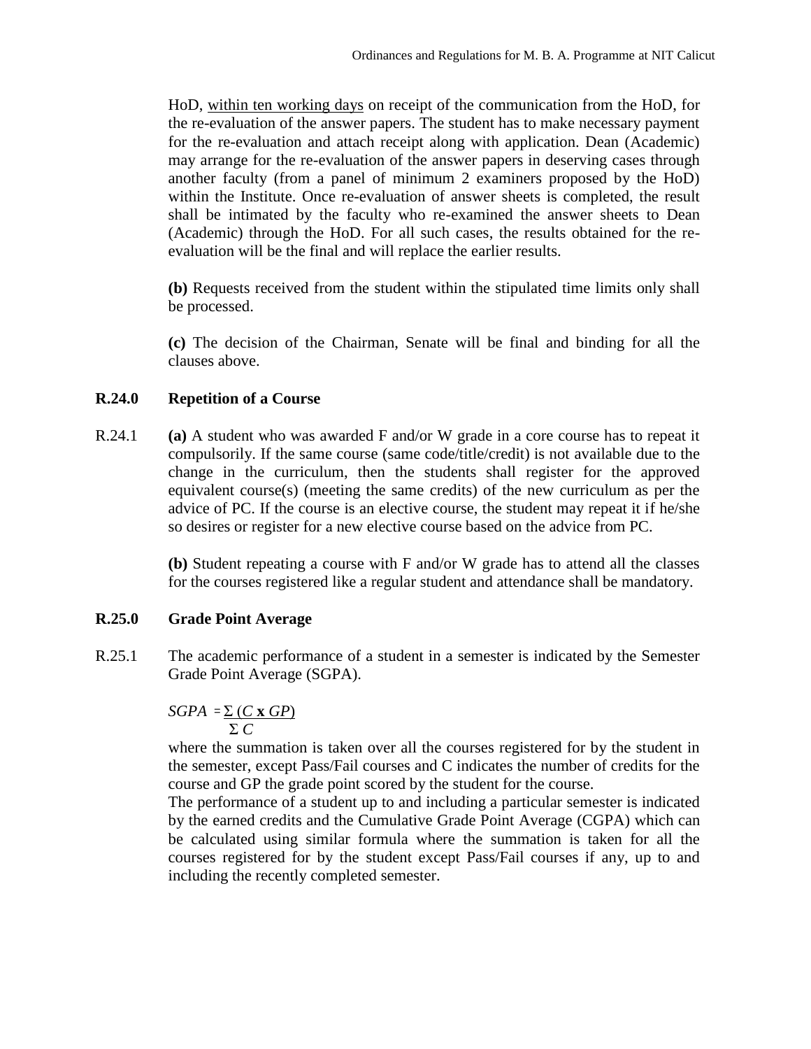HoD, <u>within ten working days</u> on receipt of the communication from the HoD, for the re-evaluation of the answer papers. The student has to make necessary payment for the re-evaluation and attach receipt along with application. Dean (Academic) may arrange for the re-evaluation of the answer papers in deserving cases through another faculty (from a panel of minimum 2 examiners proposed by the HoD) within the Institute. Once re-evaluation of answer sheets is completed, the result shall be intimated by the faculty who re-examined the answer sheets to Dean (Academic) through the HoD. For all such cases, the results obtained for the re-evaluation will be the final and will replace the earlier results.

**(b)** Requests received from the student within the stipulated time limits only shall be processed.

**(c)** The decision of the Chairman, Senate will be final and binding for all the clauses above.

## R.24.0 Repetition of a Course

R.24.1 **(a)** A student who was awarded F and/or W grade in a core course has to repeat it compulsorily. If the same course (same code/title/credit) is not available due to the change in the curriculum, then the students shall register for the approved equivalent course(s) (meeting the same credits) of the new curriculum as per the advice of PC. If the course is an elective course, the student may repeat it if he/she so desires or register for a new elective course based on the advice from PC.

**(b)** Student repeating a course with F and/or W grade has to attend all the classes for the courses registered like a regular student and attendance shall be mandatory.

## R.25.0 Grade Point Average

R.25.1 The academic performance of a student in a semester is indicated by the Semester Grade Point Average (SGPA).

$$SGPA = \frac{\Sigma\,(C \times GP)}{\Sigma\,C}$$

where the summation is taken over all the courses registered for by the student in the semester, except Pass/Fail courses and C indicates the number of credits for the course and GP the grade point scored by the student for the course.

The performance of a student up to and including a particular semester is indicated by the earned credits and the Cumulative Grade Point Average (CGPA) which can be calculated using similar formula where the summation is taken for all the courses registered for by the student except Pass/Fail courses if any, up to and including the recently completed semester.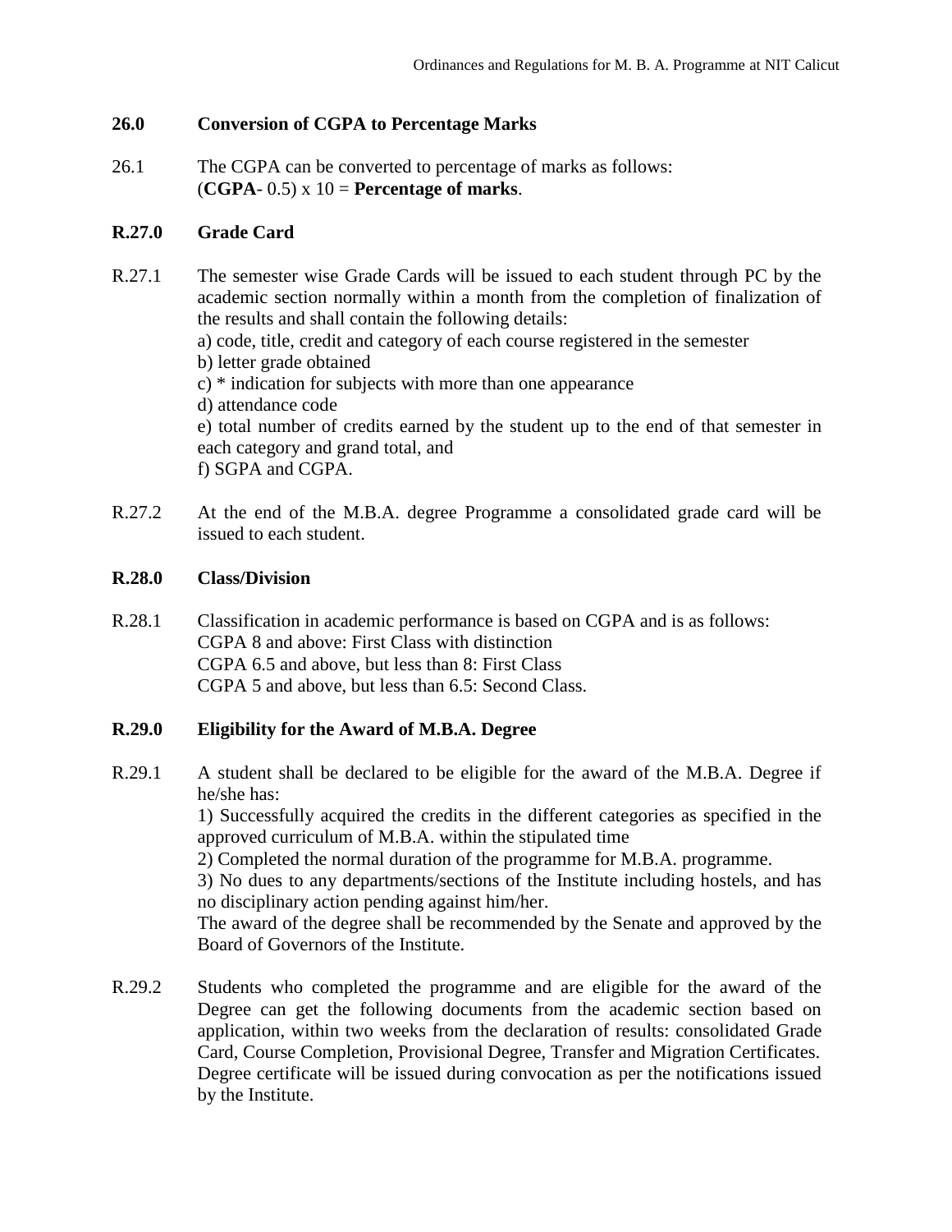## 26.0 Conversion of CGPA to Percentage Marks

26.1 The CGPA can be converted to percentage of marks as follows:
(**CGPA**- 0.5) x 10 = **Percentage of marks**.

## R.27.0 Grade Card

R.27.1 The semester wise Grade Cards will be issued to each student through PC by the academic section normally within a month from the completion of finalization of the results and shall contain the following details:

a) code, title, credit and category of each course registered in the semester
b) letter grade obtained
c) * indication for subjects with more than one appearance
d) attendance code
e) total number of credits earned by the student up to the end of that semester in each category and grand total, and
f) SGPA and CGPA.

R.27.2 At the end of the M.B.A. degree Programme a consolidated grade card will be issued to each student.

## R.28.0 Class/Division

R.28.1 Classification in academic performance is based on CGPA and is as follows:
CGPA 8 and above: First Class with distinction
CGPA 6.5 and above, but less than 8: First Class
CGPA 5 and above, but less than 6.5: Second Class.

## R.29.0 Eligibility for the Award of M.B.A. Degree

R.29.1 A student shall be declared to be eligible for the award of the M.B.A. Degree if he/she has:

1) Successfully acquired the credits in the different categories as specified in the approved curriculum of M.B.A. within the stipulated time
2) Completed the normal duration of the programme for M.B.A. programme.
3) No dues to any departments/sections of the Institute including hostels, and has no disciplinary action pending against him/her.

The award of the degree shall be recommended by the Senate and approved by the Board of Governors of the Institute.

R.29.2 Students who completed the programme and are eligible for the award of the Degree can get the following documents from the academic section based on application, within two weeks from the declaration of results: consolidated Grade Card, Course Completion, Provisional Degree, Transfer and Migration Certificates. Degree certificate will be issued during convocation as per the notifications issued by the Institute.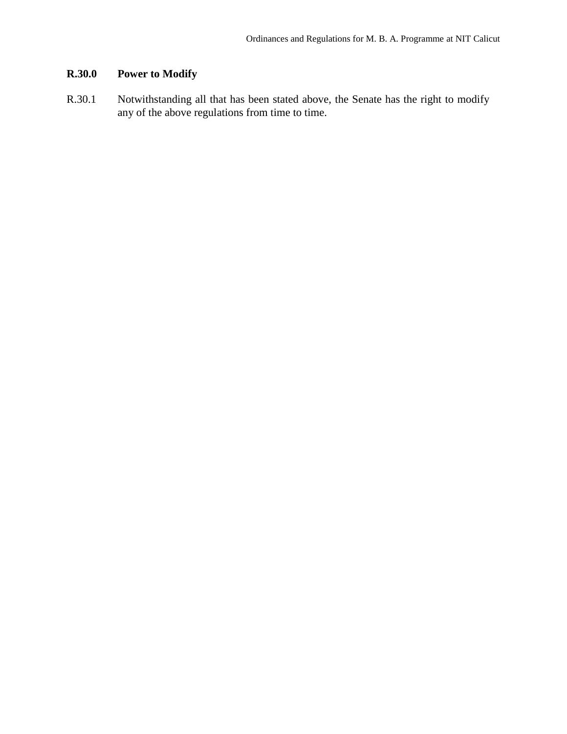**R.30.0 Power to Modify**

R.30.1 Notwithstanding all that has been stated above, the Senate has the right to modify any of the above regulations from time to time.